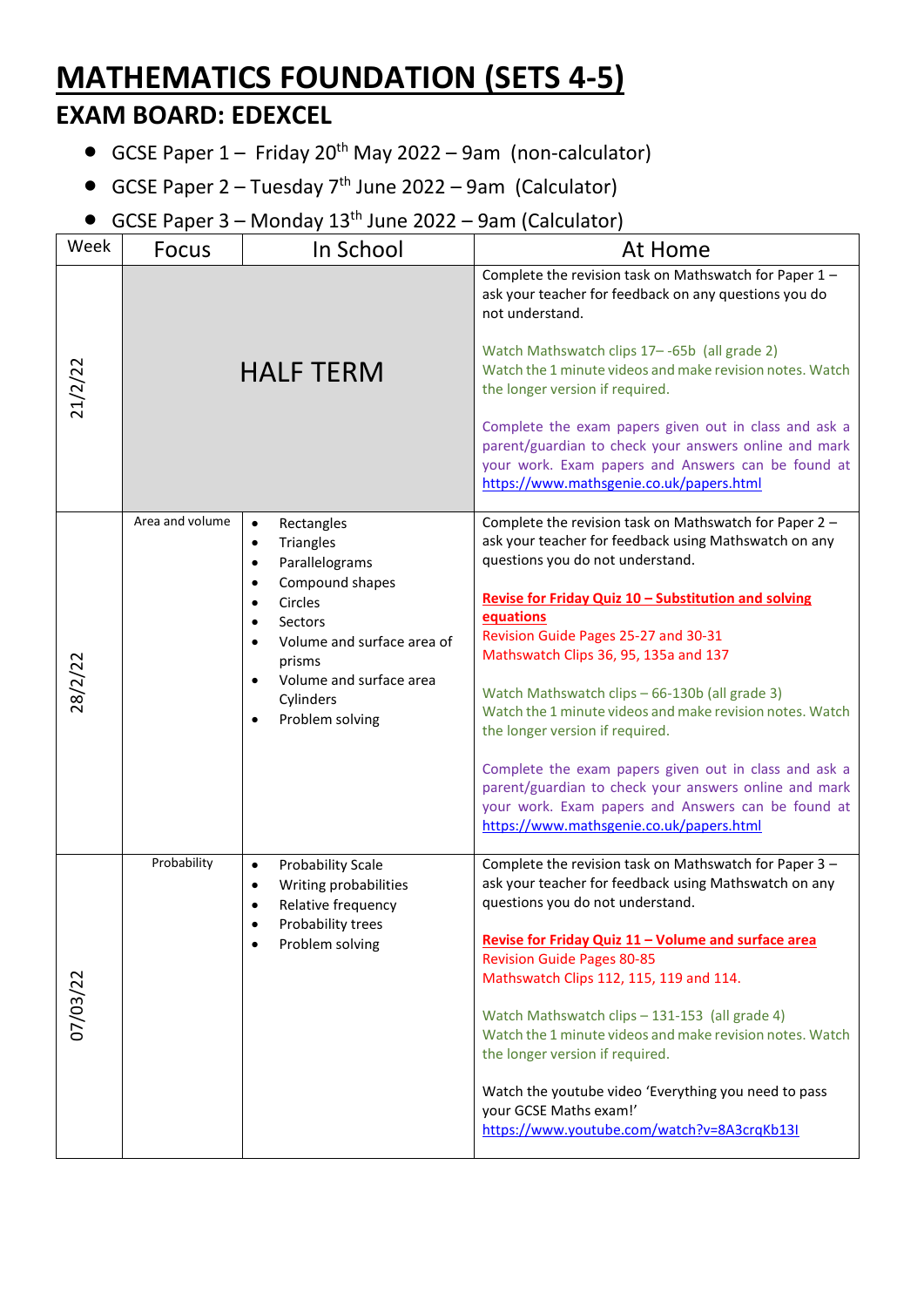# MATHEMATICS FOUNDATION (SETS 4-5)

## EXAM BOARD: EDEXCEL

- GCSE Paper 1 – Friday 20th May 2022 – 9am (non-calculator)
- GCSE Paper 2 – Tuesday 7th June 2022 – 9am (Calculator)
- GCSE Paper 3 – Monday 13th June 2022 – 9am (Calculator)

| Week | Focus | In School | At Home |
| --- | --- | --- | --- |
| 21/2/22 | HALF TERM | | Complete the revision task on Mathswatch for Paper 1 – ask your teacher for feedback on any questions you do not understand.<br><br>Watch Mathswatch clips 17– -65b (all grade 2)<br>Watch the 1 minute videos and make revision notes. Watch the longer version if required.<br><br>Complete the exam papers given out in class and ask a parent/guardian to check your answers online and mark your work. Exam papers and Answers can be found at https://www.mathsgenie.co.uk/papers.html |
| 28/2/22 | Area and volume | • Rectangles<br>• Triangles<br>• Parallelograms<br>• Compound shapes<br>• Circles<br>• Sectors<br>• Volume and surface area of prisms<br>• Volume and surface area Cylinders<br>• Problem solving | Complete the revision task on Mathswatch for Paper 2 – ask your teacher for feedback using Mathswatch on any questions you do not understand.<br><br>**Revise for Friday Quiz 10 – Substitution and solving equations**<br>Revision Guide Pages 25-27 and 30-31<br>Mathswatch Clips 36, 95, 135a and 137<br><br>Watch Mathswatch clips – 66-130b (all grade 3)<br>Watch the 1 minute videos and make revision notes. Watch the longer version if required.<br><br>Complete the exam papers given out in class and ask a parent/guardian to check your answers online and mark your work. Exam papers and Answers can be found at https://www.mathsgenie.co.uk/papers.html |
| 07/03/22 | Probability | • Probability Scale<br>• Writing probabilities<br>• Relative frequency<br>• Probability trees<br>• Problem solving | Complete the revision task on Mathswatch for Paper 3 – ask your teacher for feedback using Mathswatch on any questions you do not understand.<br><br>**Revise for Friday Quiz 11 – Volume and surface area**<br>Revision Guide Pages 80-85<br>Mathswatch Clips 112, 115, 119 and 114.<br><br>Watch Mathswatch clips – 131-153 (all grade 4)<br>Watch the 1 minute videos and make revision notes. Watch the longer version if required.<br><br>Watch the youtube video 'Everything you need to pass your GCSE Maths exam!'<br>https://www.youtube.com/watch?v=8A3crqKb13I |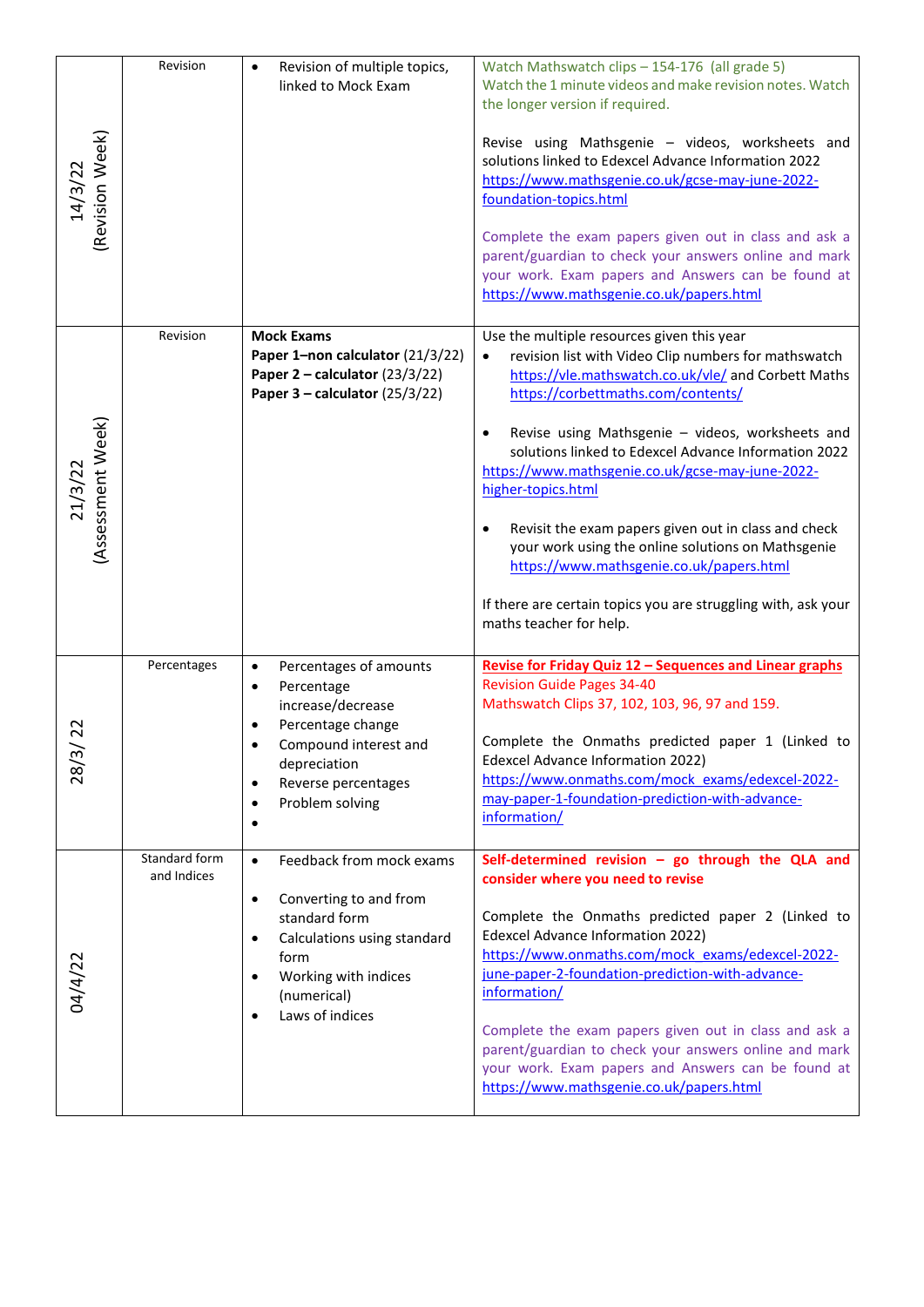| | | | |
|---|---|---|---|
| 14/3/22 (Revision Week) | Revision | • Revision of multiple topics, linked to Mock Exam | Watch Mathswatch clips – 154-176 (all grade 5)<br>Watch the 1 minute videos and make revision notes. Watch the longer version if required.<br><br>Revise using Mathsgenie – videos, worksheets and solutions linked to Edexcel Advance Information 2022 https://www.mathsgenie.co.uk/gcse-may-june-2022-foundation-topics.html<br><br>Complete the exam papers given out in class and ask a parent/guardian to check your answers online and mark your work. Exam papers and Answers can be found at https://www.mathsgenie.co.uk/papers.html |
| 21/3/22 (Assessment Week) | Revision | **Mock Exams**<br>**Paper 1–non calculator** (21/3/22)<br>**Paper 2 – calculator** (23/3/22)<br>**Paper 3 – calculator** (25/3/22) | Use the multiple resources given this year<br>• revision list with Video Clip numbers for mathswatch https://vle.mathswatch.co.uk/vle/ and Corbett Maths https://corbettmaths.com/contents/<br><br>• Revise using Mathsgenie – videos, worksheets and solutions linked to Edexcel Advance Information 2022 https://www.mathsgenie.co.uk/gcse-may-june-2022-higher-topics.html<br><br>• Revisit the exam papers given out in class and check your work using the online solutions on Mathsgenie https://www.mathsgenie.co.uk/papers.html<br><br>If there are certain topics you are struggling with, ask your maths teacher for help. |
| 28/3/22 | Percentages | • Percentages of amounts<br>• Percentage increase/decrease<br>• Percentage change<br>• Compound interest and depreciation<br>• Reverse percentages<br>• Problem solving<br>• | **Revise for Friday Quiz 12 – Sequences and Linear graphs**<br>Revision Guide Pages 34-40<br>Mathswatch Clips 37, 102, 103, 96, 97 and 159.<br><br>Complete the Onmaths predicted paper 1 (Linked to Edexcel Advance Information 2022) https://www.onmaths.com/mock_exams/edexcel-2022-may-paper-1-foundation-prediction-with-advance-information/ |
| 04/4/22 | Standard form and Indices | • Feedback from mock exams<br>• Converting to and from standard form<br>• Calculations using standard form<br>• Working with indices (numerical)<br>• Laws of indices | **Self-determined revision – go through the QLA and consider where you need to revise**<br><br>Complete the Onmaths predicted paper 2 (Linked to Edexcel Advance Information 2022) https://www.onmaths.com/mock_exams/edexcel-2022-june-paper-2-foundation-prediction-with-advance-information/<br><br>Complete the exam papers given out in class and ask a parent/guardian to check your answers online and mark your work. Exam papers and Answers can be found at https://www.mathsgenie.co.uk/papers.html |